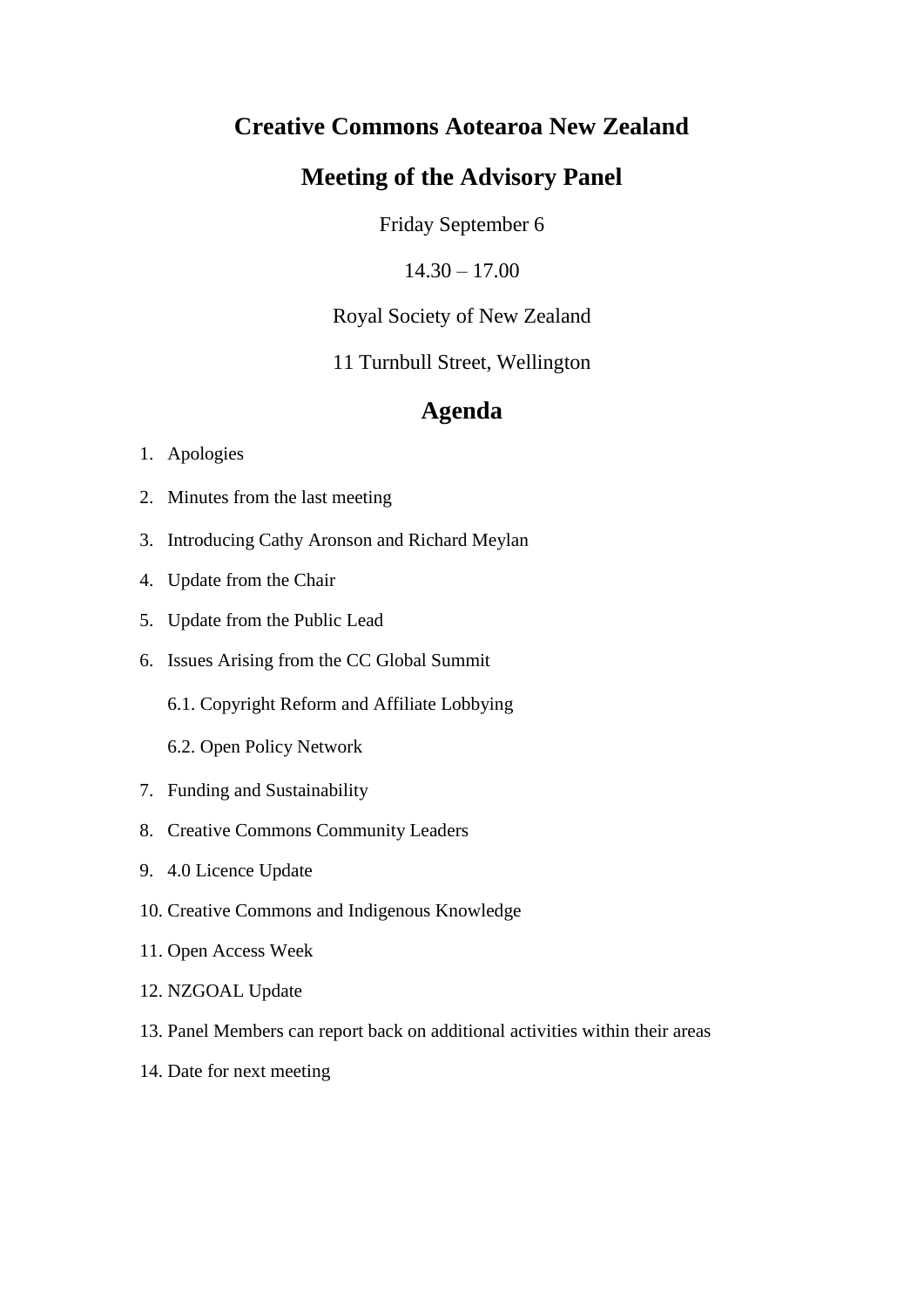# Creative Commons Aotearoa New Zealand

## Meeting of the Advisory Panel

Friday September 6

14.30 – 17.00

Royal Society of New Zealand

11 Turnbull Street, Wellington

## Agenda

1. Apologies
2. Minutes from the last meeting
3. Introducing Cathy Aronson and Richard Meylan
4. Update from the Chair
5. Update from the Public Lead
6. Issues Arising from the CC Global Summit

   6.1. Copyright Reform and Affiliate Lobbying

   6.2. Open Policy Network
7. Funding and Sustainability
8. Creative Commons Community Leaders
9. 4.0 Licence Update
10. Creative Commons and Indigenous Knowledge
11. Open Access Week
12. NZGOAL Update
13. Panel Members can report back on additional activities within their areas
14. Date for next meeting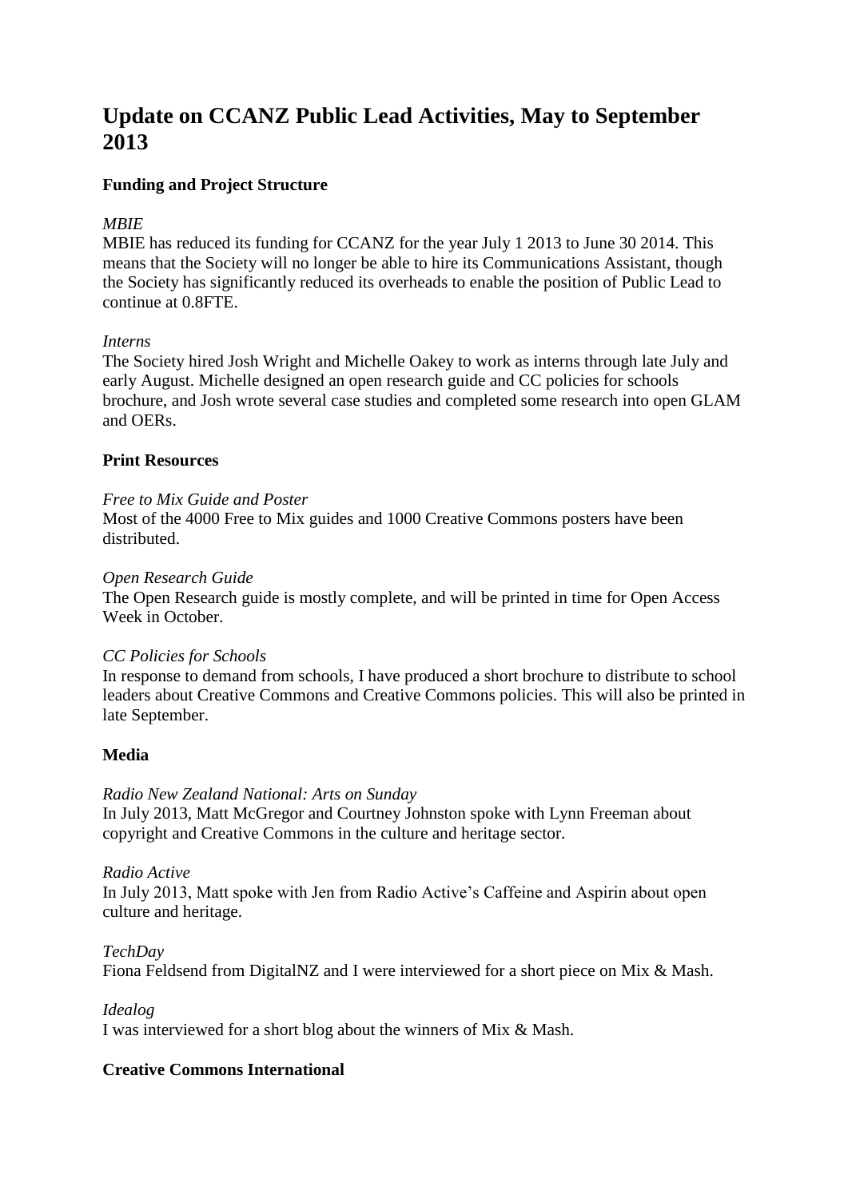# Update on CCANZ Public Lead Activities, May to September 2013

### Funding and Project Structure

*MBIE*

MBIE has reduced its funding for CCANZ for the year July 1 2013 to June 30 2014. This means that the Society will no longer be able to hire its Communications Assistant, though the Society has significantly reduced its overheads to enable the position of Public Lead to continue at 0.8FTE.

*Interns*

The Society hired Josh Wright and Michelle Oakey to work as interns through late July and early August. Michelle designed an open research guide and CC policies for schools brochure, and Josh wrote several case studies and completed some research into open GLAM and OERs.

### Print Resources

*Free to Mix Guide and Poster*

Most of the 4000 Free to Mix guides and 1000 Creative Commons posters have been distributed.

*Open Research Guide*

The Open Research guide is mostly complete, and will be printed in time for Open Access Week in October.

*CC Policies for Schools*

In response to demand from schools, I have produced a short brochure to distribute to school leaders about Creative Commons and Creative Commons policies. This will also be printed in late September.

### Media

*Radio New Zealand National: Arts on Sunday*

In July 2013, Matt McGregor and Courtney Johnston spoke with Lynn Freeman about copyright and Creative Commons in the culture and heritage sector.

*Radio Active*

In July 2013, Matt spoke with Jen from Radio Active's Caffeine and Aspirin about open culture and heritage.

*TechDay*

Fiona Feldsend from DigitalNZ and I were interviewed for a short piece on Mix & Mash.

*Idealog*

I was interviewed for a short blog about the winners of Mix & Mash.

### Creative Commons International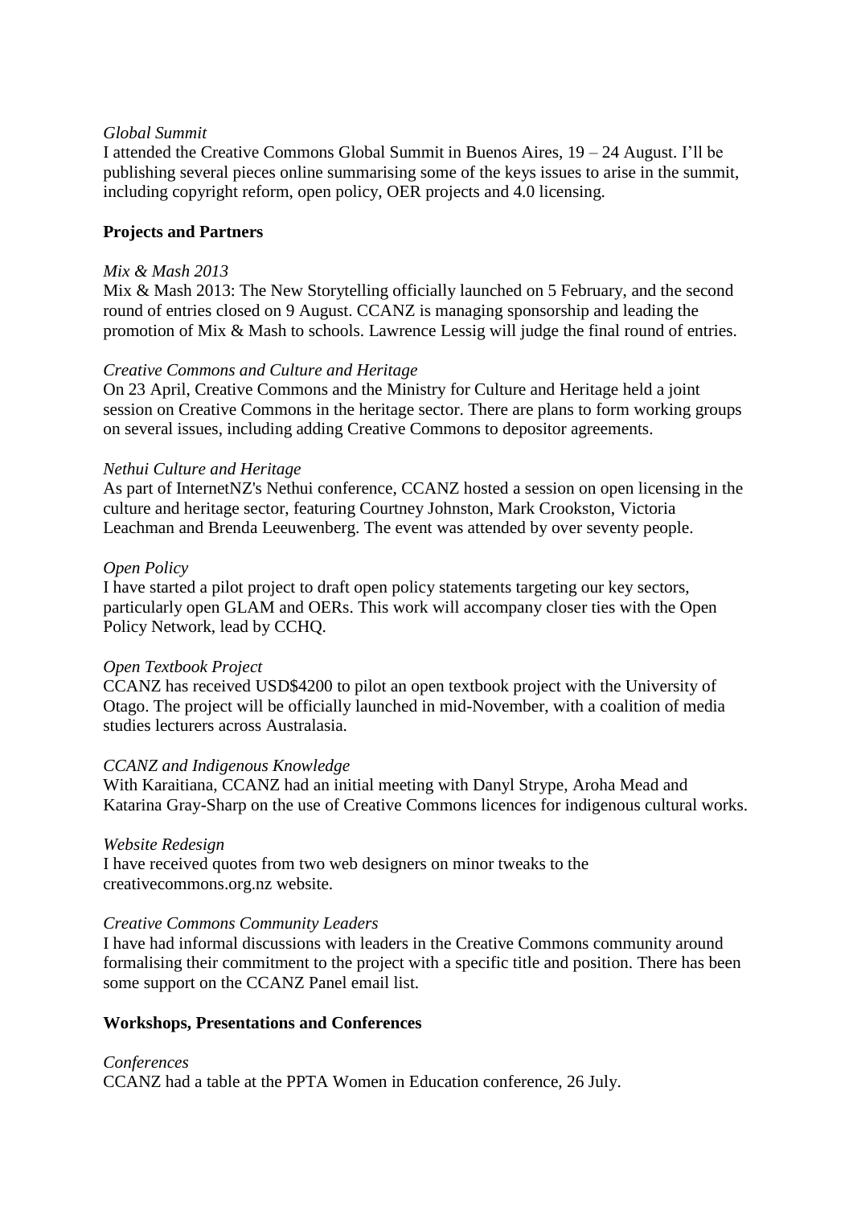*Global Summit*
I attended the Creative Commons Global Summit in Buenos Aires, 19 – 24 August. I'll be publishing several pieces online summarising some of the keys issues to arise in the summit, including copyright reform, open policy, OER projects and 4.0 licensing.

**Projects and Partners**

*Mix & Mash 2013*
Mix & Mash 2013: The New Storytelling officially launched on 5 February, and the second round of entries closed on 9 August. CCANZ is managing sponsorship and leading the promotion of Mix & Mash to schools. Lawrence Lessig will judge the final round of entries.

*Creative Commons and Culture and Heritage*
On 23 April, Creative Commons and the Ministry for Culture and Heritage held a joint session on Creative Commons in the heritage sector. There are plans to form working groups on several issues, including adding Creative Commons to depositor agreements.

*Nethui Culture and Heritage*
As part of InternetNZ's Nethui conference, CCANZ hosted a session on open licensing in the culture and heritage sector, featuring Courtney Johnston, Mark Crookston, Victoria Leachman and Brenda Leeuwenberg. The event was attended by over seventy people.

*Open Policy*
I have started a pilot project to draft open policy statements targeting our key sectors, particularly open GLAM and OERs. This work will accompany closer ties with the Open Policy Network, lead by CCHQ.

*Open Textbook Project*
CCANZ has received USD$4200 to pilot an open textbook project with the University of Otago. The project will be officially launched in mid-November, with a coalition of media studies lecturers across Australasia.

*CCANZ and Indigenous Knowledge*
With Karaitiana, CCANZ had an initial meeting with Danyl Strype, Aroha Mead and Katarina Gray-Sharp on the use of Creative Commons licences for indigenous cultural works.

*Website Redesign*
I have received quotes from two web designers on minor tweaks to the creativecommons.org.nz website.

*Creative Commons Community Leaders*
I have had informal discussions with leaders in the Creative Commons community around formalising their commitment to the project with a specific title and position. There has been some support on the CCANZ Panel email list.

**Workshops, Presentations and Conferences**

*Conferences*
CCANZ had a table at the PPTA Women in Education conference, 26 July.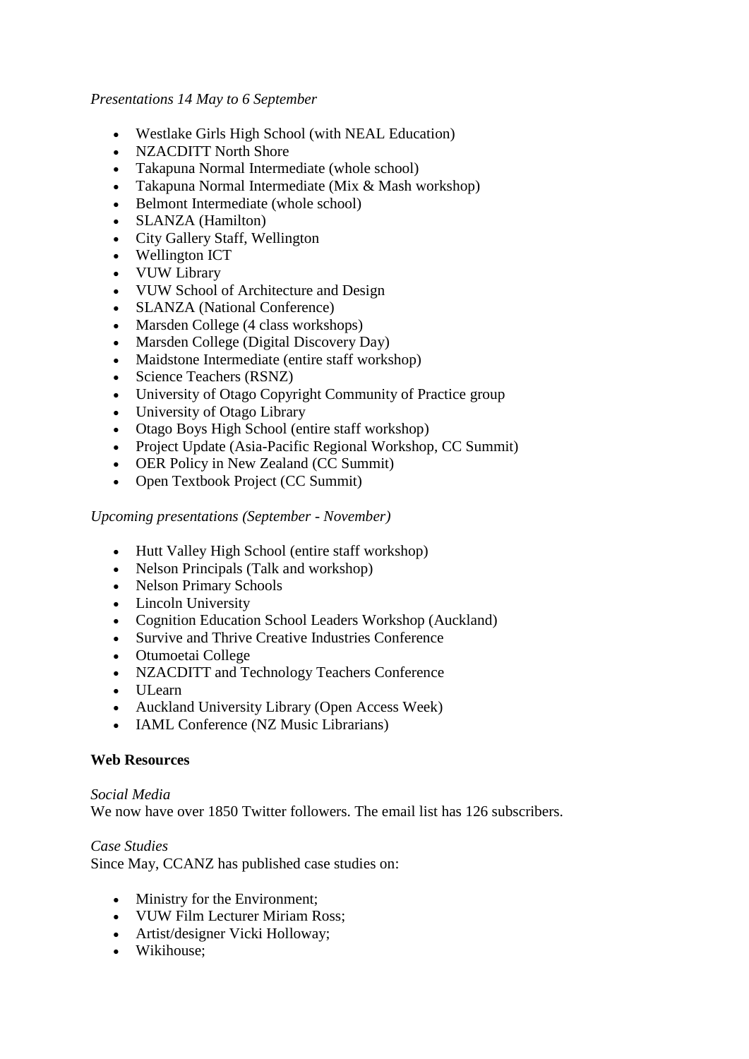*Presentations 14 May to 6 September*

- Westlake Girls High School (with NEAL Education)
- NZACDITT North Shore
- Takapuna Normal Intermediate (whole school)
- Takapuna Normal Intermediate (Mix & Mash workshop)
- Belmont Intermediate (whole school)
- SLANZA (Hamilton)
- City Gallery Staff, Wellington
- Wellington ICT
- VUW Library
- VUW School of Architecture and Design
- SLANZA (National Conference)
- Marsden College (4 class workshops)
- Marsden College (Digital Discovery Day)
- Maidstone Intermediate (entire staff workshop)
- Science Teachers (RSNZ)
- University of Otago Copyright Community of Practice group
- University of Otago Library
- Otago Boys High School (entire staff workshop)
- Project Update (Asia-Pacific Regional Workshop, CC Summit)
- OER Policy in New Zealand (CC Summit)
- Open Textbook Project (CC Summit)

*Upcoming presentations (September - November)*

- Hutt Valley High School (entire staff workshop)
- Nelson Principals (Talk and workshop)
- Nelson Primary Schools
- Lincoln University
- Cognition Education School Leaders Workshop (Auckland)
- Survive and Thrive Creative Industries Conference
- Otumoetai College
- NZACDITT and Technology Teachers Conference
- ULearn
- Auckland University Library (Open Access Week)
- IAML Conference (NZ Music Librarians)

**Web Resources**

*Social Media*
We now have over 1850 Twitter followers. The email list has 126 subscribers.

*Case Studies*
Since May, CCANZ has published case studies on:

- Ministry for the Environment;
- VUW Film Lecturer Miriam Ross;
- Artist/designer Vicki Holloway;
- Wikihouse;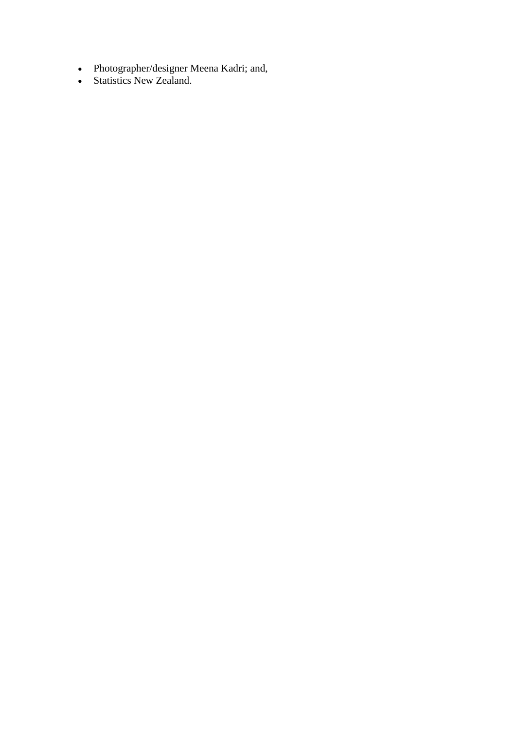- Photographer/designer Meena Kadri; and,
- Statistics New Zealand.